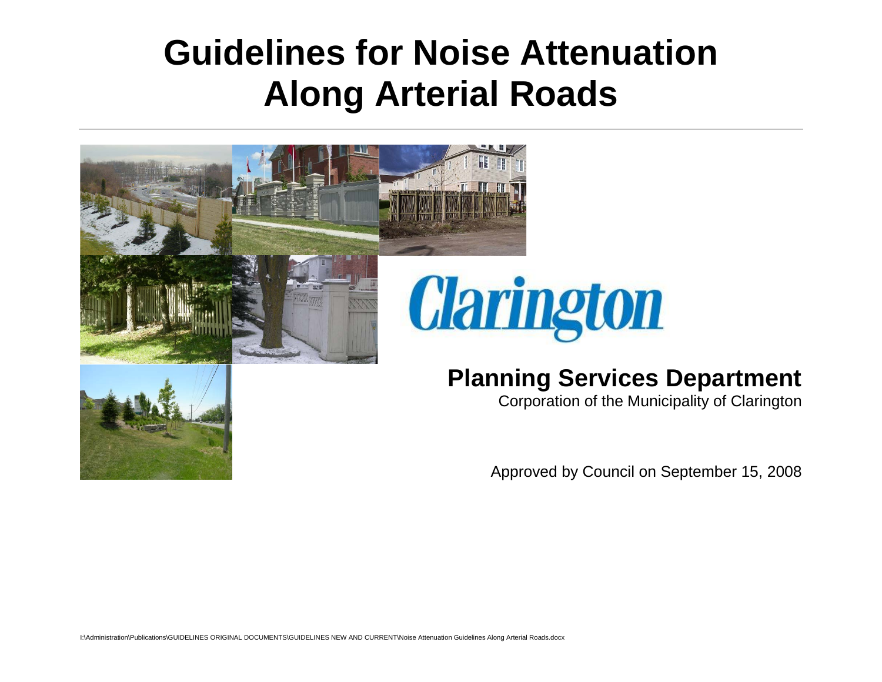# Guidelines for Noise Attenuation Along Arterial Roads

Clarington

## Planning Services Department

Corporation of the Municipality of Clarington

Approved by Council on September 15, 2008

I:\Administration\Publications\GUIDELINES ORIGINAL DOCUMENTS\GUIDELINES NEW AND CURRENT\Noise Attenuation Guidelines Along Arterial Roads.docx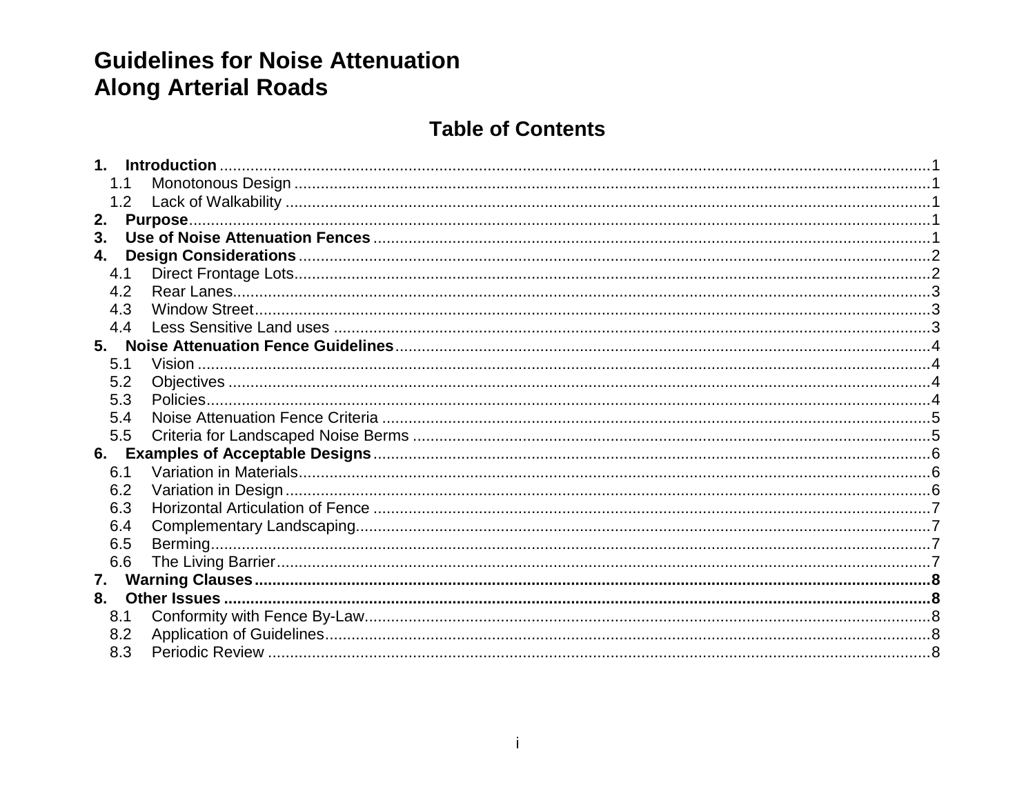# Guidelines for Noise Attenuation Along Arterial Roads

## Table of Contents

**1. Introduction** .......... 1
- 1.1 Monotonous Design .......... 1
- 1.2 Lack of Walkability .......... 1

**2. Purpose** .......... 1

**3. Use of Noise Attenuation Fences** .......... 1

**4. Design Considerations** .......... 2
- 4.1 Direct Frontage Lots .......... 2
- 4.2 Rear Lanes .......... 3
- 4.3 Window Street .......... 3
- 4.4 Less Sensitive Land uses .......... 3

**5. Noise Attenuation Fence Guidelines** .......... 4
- 5.1 Vision .......... 4
- 5.2 Objectives .......... 4
- 5.3 Policies .......... 4
- 5.4 Noise Attenuation Fence Criteria .......... 5
- 5.5 Criteria for Landscaped Noise Berms .......... 5

**6. Examples of Acceptable Designs** .......... 6
- 6.1 Variation in Materials .......... 6
- 6.2 Variation in Design .......... 6
- 6.3 Horizontal Articulation of Fence .......... 7
- 6.4 Complementary Landscaping .......... 7
- 6.5 Berming .......... 7
- 6.6 The Living Barrier .......... 7

**7. Warning Clauses** .......... 8

**8. Other Issues** .......... 8
- 8.1 Conformity with Fence By-Law .......... 8
- 8.2 Application of Guidelines .......... 8
- 8.3 Periodic Review .......... 8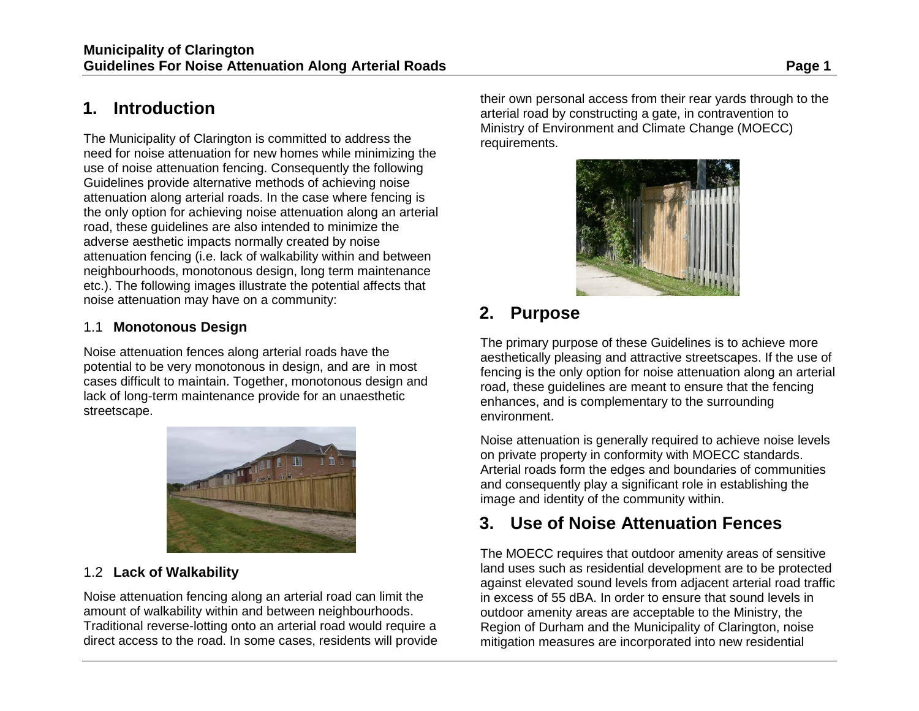# 1. Introduction

The Municipality of Clarington is committed to address the need for noise attenuation for new homes while minimizing the use of noise attenuation fencing. Consequently the following Guidelines provide alternative methods of achieving noise attenuation along arterial roads. In the case where fencing is the only option for achieving noise attenuation along an arterial road, these guidelines are also intended to minimize the adverse aesthetic impacts normally created by noise attenuation fencing (i.e. lack of walkability within and between neighbourhoods, monotonous design, long term maintenance etc.). The following images illustrate the potential affects that noise attenuation may have on a community:

## 1.1 Monotonous Design

Noise attenuation fences along arterial roads have the potential to be very monotonous in design, and are in most cases difficult to maintain. Together, monotonous design and lack of long-term maintenance provide for an unaesthetic streetscape.

## 1.2 Lack of Walkability

Noise attenuation fencing along an arterial road can limit the amount of walkability within and between neighbourhoods. Traditional reverse-lotting onto an arterial road would require a direct access to the road. In some cases, residents will provide their own personal access from their rear yards through to the arterial road by constructing a gate, in contravention to Ministry of Environment and Climate Change (MOECC) requirements.

# 2. Purpose

The primary purpose of these Guidelines is to achieve more aesthetically pleasing and attractive streetscapes. If the use of fencing is the only option for noise attenuation along an arterial road, these guidelines are meant to ensure that the fencing enhances, and is complementary to the surrounding environment.

Noise attenuation is generally required to achieve noise levels on private property in conformity with MOECC standards. Arterial roads form the edges and boundaries of communities and consequently play a significant role in establishing the image and identity of the community within.

# 3. Use of Noise Attenuation Fences

The MOECC requires that outdoor amenity areas of sensitive land uses such as residential development are to be protected against elevated sound levels from adjacent arterial road traffic in excess of 55 dBA. In order to ensure that sound levels in outdoor amenity areas are acceptable to the Ministry, the Region of Durham and the Municipality of Clarington, noise mitigation measures are incorporated into new residential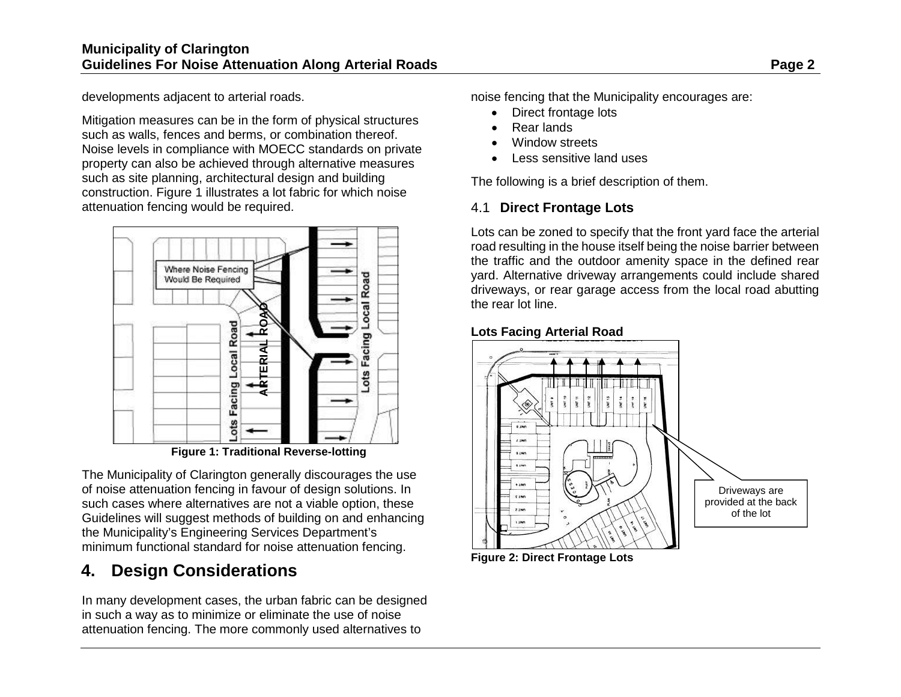developments adjacent to arterial roads.

Mitigation measures can be in the form of physical structures such as walls, fences and berms, or combination thereof. Noise levels in compliance with MOECC standards on private property can also be achieved through alternative measures such as site planning, architectural design and building construction. Figure 1 illustrates a lot fabric for which noise attenuation fencing would be required.

**Figure 1: Traditional Reverse-lotting**

The Municipality of Clarington generally discourages the use of noise attenuation fencing in favour of design solutions. In such cases where alternatives are not a viable option, these Guidelines will suggest methods of building on and enhancing the Municipality's Engineering Services Department's minimum functional standard for noise attenuation fencing.

# 4. Design Considerations

In many development cases, the urban fabric can be designed in such a way as to minimize or eliminate the use of noise attenuation fencing. The more commonly used alternatives to noise fencing that the Municipality encourages are:

- Direct frontage lots
- Rear lands
- Window streets
- Less sensitive land uses

The following is a brief description of them.

## 4.1 Direct Frontage Lots

Lots can be zoned to specify that the front yard face the arterial road resulting in the house itself being the noise barrier between the traffic and the outdoor amenity space in the defined rear yard. Alternative driveway arrangements could include shared driveways, or rear garage access from the local road abutting the rear lot line.

**Lots Facing Arterial Road**

**Figure 2: Direct Frontage Lots**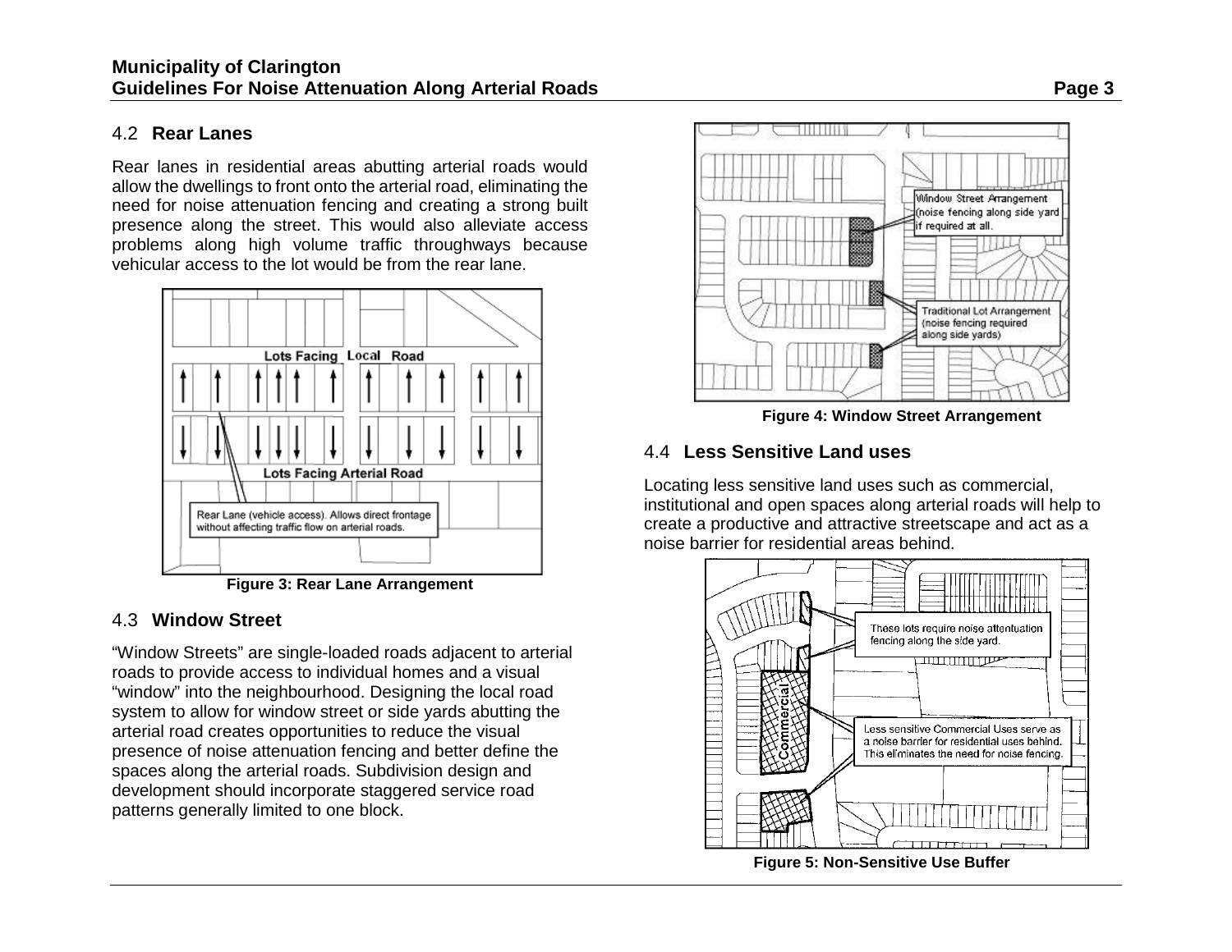### 4.2 Rear Lanes

Rear lanes in residential areas abutting arterial roads would allow the dwellings to front onto the arterial road, eliminating the need for noise attenuation fencing and creating a strong built presence along the street. This would also alleviate access problems along high volume traffic throughways because vehicular access to the lot would be from the rear lane.

**Figure 3: Rear Lane Arrangement**

### 4.3 Window Street

"Window Streets" are single-loaded roads adjacent to arterial roads to provide access to individual homes and a visual "window" into the neighbourhood. Designing the local road system to allow for window street or side yards abutting the arterial road creates opportunities to reduce the visual presence of noise attenuation fencing and better define the spaces along the arterial roads. Subdivision design and development should incorporate staggered service road patterns generally limited to one block.

**Figure 4: Window Street Arrangement**

### 4.4 Less Sensitive Land uses

Locating less sensitive land uses such as commercial, institutional and open spaces along arterial roads will help to create a productive and attractive streetscape and act as a noise barrier for residential areas behind.

**Figure 5: Non-Sensitive Use Buffer**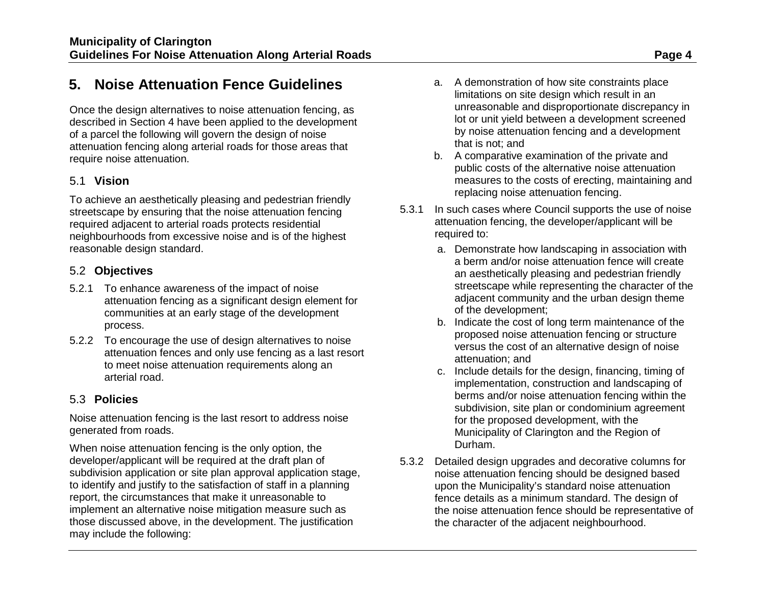## 5. Noise Attenuation Fence Guidelines

Once the design alternatives to noise attenuation fencing, as described in Section 4 have been applied to the development of a parcel the following will govern the design of noise attenuation fencing along arterial roads for those areas that require noise attenuation.

### 5.1 Vision

To achieve an aesthetically pleasing and pedestrian friendly streetscape by ensuring that the noise attenuation fencing required adjacent to arterial roads protects residential neighbourhoods from excessive noise and is of the highest reasonable design standard.

### 5.2 Objectives

5.2.1 To enhance awareness of the impact of noise attenuation fencing as a significant design element for communities at an early stage of the development process.

5.2.2 To encourage the use of design alternatives to noise attenuation fences and only use fencing as a last resort to meet noise attenuation requirements along an arterial road.

### 5.3 Policies

Noise attenuation fencing is the last resort to address noise generated from roads.

When noise attenuation fencing is the only option, the developer/applicant will be required at the draft plan of subdivision application or site plan approval application stage, to identify and justify to the satisfaction of staff in a planning report, the circumstances that make it unreasonable to implement an alternative noise mitigation measure such as those discussed above, in the development. The justification may include the following:

a. A demonstration of how site constraints place limitations on site design which result in an unreasonable and disproportionate discrepancy in lot or unit yield between a development screened by noise attenuation fencing and a development that is not; and
b. A comparative examination of the private and public costs of the alternative noise attenuation measures to the costs of erecting, maintaining and replacing noise attenuation fencing.

5.3.1 In such cases where Council supports the use of noise attenuation fencing, the developer/applicant will be required to:

a. Demonstrate how landscaping in association with a berm and/or noise attenuation fence will create an aesthetically pleasing and pedestrian friendly streetscape while representing the character of the adjacent community and the urban design theme of the development;
b. Indicate the cost of long term maintenance of the proposed noise attenuation fencing or structure versus the cost of an alternative design of noise attenuation; and
c. Include details for the design, financing, timing of implementation, construction and landscaping of berms and/or noise attenuation fencing within the subdivision, site plan or condominium agreement for the proposed development, with the Municipality of Clarington and the Region of Durham.

5.3.2 Detailed design upgrades and decorative columns for noise attenuation fencing should be designed based upon the Municipality's standard noise attenuation fence details as a minimum standard. The design of the noise attenuation fence should be representative of the character of the adjacent neighbourhood.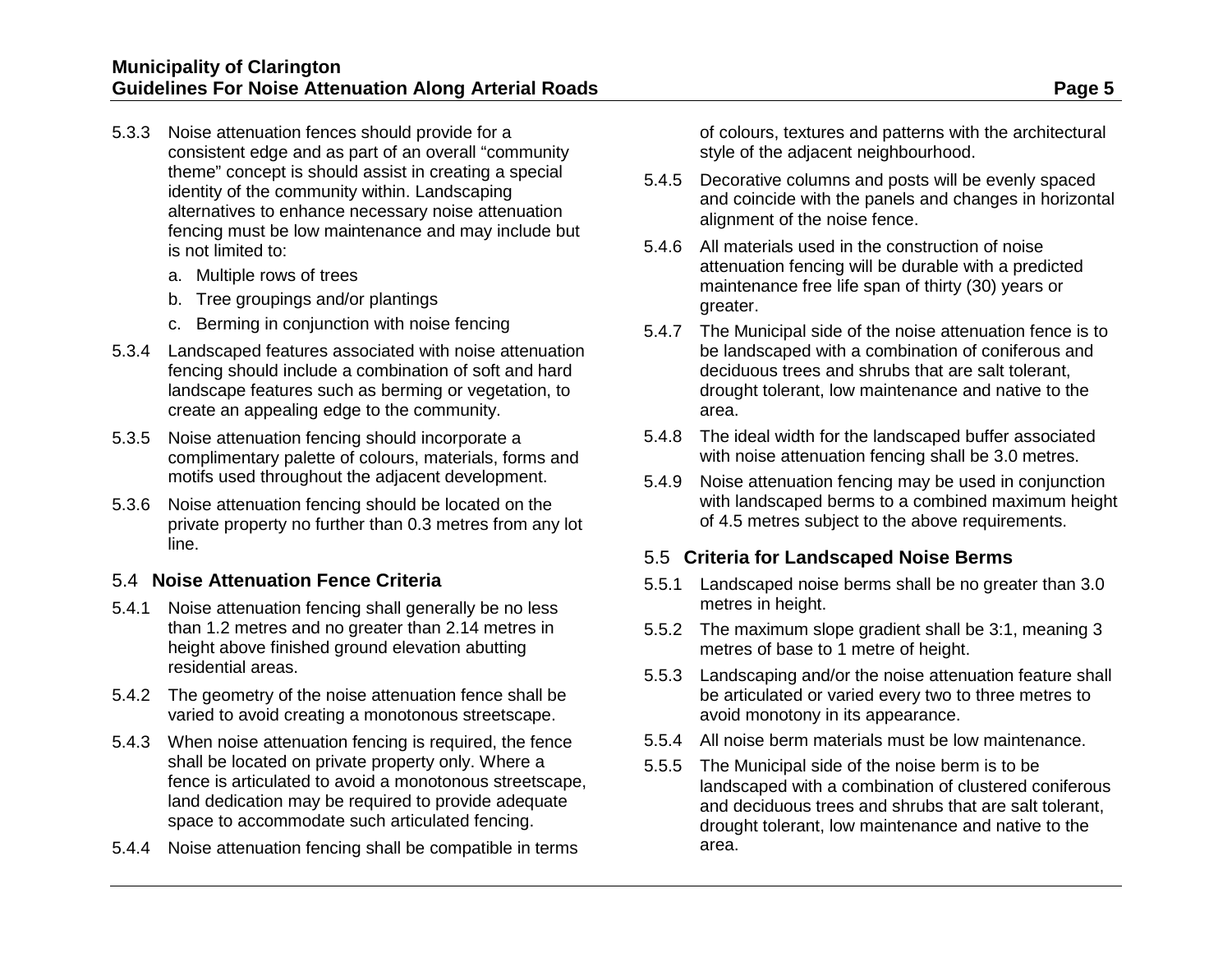5.3.3 Noise attenuation fences should provide for a consistent edge and as part of an overall "community theme" concept is should assist in creating a special identity of the community within. Landscaping alternatives to enhance necessary noise attenuation fencing must be low maintenance and may include but is not limited to:

a. Multiple rows of trees
b. Tree groupings and/or plantings
c. Berming in conjunction with noise fencing

5.3.4 Landscaped features associated with noise attenuation fencing should include a combination of soft and hard landscape features such as berming or vegetation, to create an appealing edge to the community.

5.3.5 Noise attenuation fencing should incorporate a complimentary palette of colours, materials, forms and motifs used throughout the adjacent development.

5.3.6 Noise attenuation fencing should be located on the private property no further than 0.3 metres from any lot line.

## 5.4 Noise Attenuation Fence Criteria

5.4.1 Noise attenuation fencing shall generally be no less than 1.2 metres and no greater than 2.14 metres in height above finished ground elevation abutting residential areas.

5.4.2 The geometry of the noise attenuation fence shall be varied to avoid creating a monotonous streetscape.

5.4.3 When noise attenuation fencing is required, the fence shall be located on private property only. Where a fence is articulated to avoid a monotonous streetscape, land dedication may be required to provide adequate space to accommodate such articulated fencing.

5.4.4 Noise attenuation fencing shall be compatible in terms of colours, textures and patterns with the architectural style of the adjacent neighbourhood.

5.4.5 Decorative columns and posts will be evenly spaced and coincide with the panels and changes in horizontal alignment of the noise fence.

5.4.6 All materials used in the construction of noise attenuation fencing will be durable with a predicted maintenance free life span of thirty (30) years or greater.

5.4.7 The Municipal side of the noise attenuation fence is to be landscaped with a combination of coniferous and deciduous trees and shrubs that are salt tolerant, drought tolerant, low maintenance and native to the area.

5.4.8 The ideal width for the landscaped buffer associated with noise attenuation fencing shall be 3.0 metres.

5.4.9 Noise attenuation fencing may be used in conjunction with landscaped berms to a combined maximum height of 4.5 metres subject to the above requirements.

## 5.5 Criteria for Landscaped Noise Berms

5.5.1 Landscaped noise berms shall be no greater than 3.0 metres in height.

5.5.2 The maximum slope gradient shall be 3:1, meaning 3 metres of base to 1 metre of height.

5.5.3 Landscaping and/or the noise attenuation feature shall be articulated or varied every two to three metres to avoid monotony in its appearance.

5.5.4 All noise berm materials must be low maintenance.

5.5.5 The Municipal side of the noise berm is to be landscaped with a combination of clustered coniferous and deciduous trees and shrubs that are salt tolerant, drought tolerant, low maintenance and native to the area.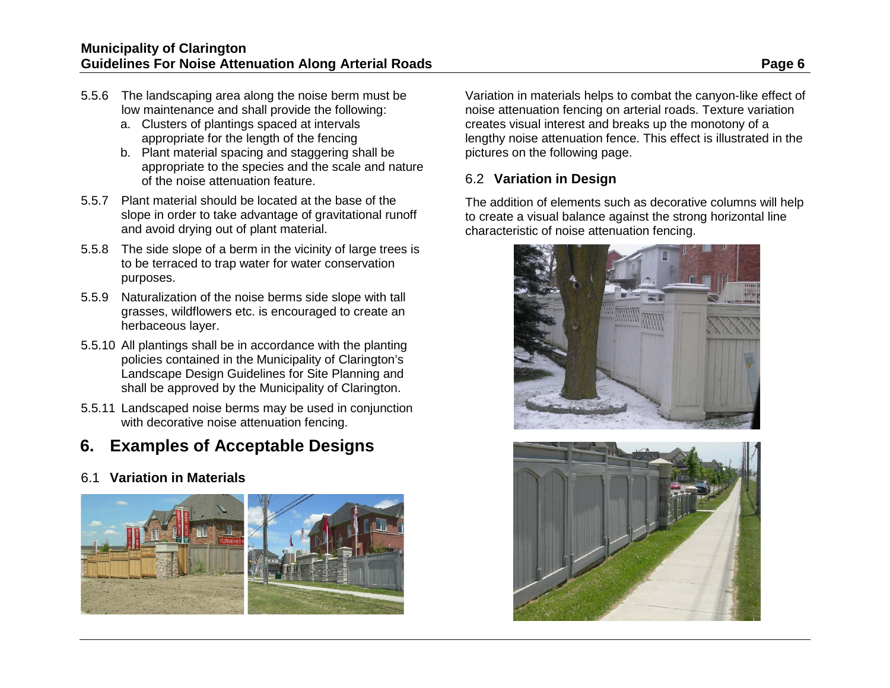5.5.6 The landscaping area along the noise berm must be low maintenance and shall provide the following:
   a. Clusters of plantings spaced at intervals appropriate for the length of the fencing
   b. Plant material spacing and staggering shall be appropriate to the species and the scale and nature of the noise attenuation feature.

5.5.7 Plant material should be located at the base of the slope in order to take advantage of gravitational runoff and avoid drying out of plant material.

5.5.8 The side slope of a berm in the vicinity of large trees is to be terraced to trap water for water conservation purposes.

5.5.9 Naturalization of the noise berms side slope with tall grasses, wildflowers etc. is encouraged to create an herbaceous layer.

5.5.10 All plantings shall be in accordance with the planting policies contained in the Municipality of Clarington's Landscape Design Guidelines for Site Planning and shall be approved by the Municipality of Clarington.

5.5.11 Landscaped noise berms may be used in conjunction with decorative noise attenuation fencing.

# 6. Examples of Acceptable Designs

## 6.1 Variation in Materials

Variation in materials helps to combat the canyon-like effect of noise attenuation fencing on arterial roads. Texture variation creates visual interest and breaks up the monotony of a lengthy noise attenuation fence. This effect is illustrated in the pictures on the following page.

## 6.2 Variation in Design

The addition of elements such as decorative columns will help to create a visual balance against the strong horizontal line characteristic of noise attenuation fencing.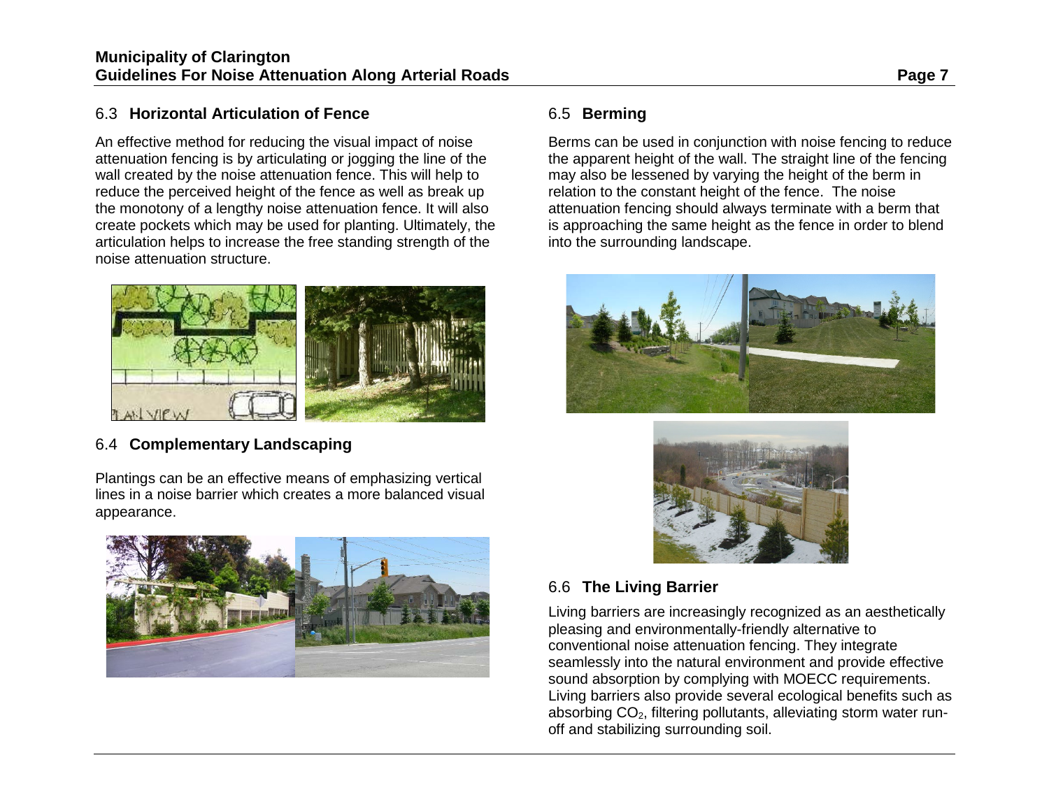### 6.3 **Horizontal Articulation of Fence**

An effective method for reducing the visual impact of noise attenuation fencing is by articulating or jogging the line of the wall created by the noise attenuation fence. This will help to reduce the perceived height of the fence as well as break up the monotony of a lengthy noise attenuation fence. It will also create pockets which may be used for planting. Ultimately, the articulation helps to increase the free standing strength of the noise attenuation structure.

### 6.4 **Complementary Landscaping**

Plantings can be an effective means of emphasizing vertical lines in a noise barrier which creates a more balanced visual appearance.

### 6.5 **Berming**

Berms can be used in conjunction with noise fencing to reduce the apparent height of the wall. The straight line of the fencing may also be lessened by varying the height of the berm in relation to the constant height of the fence. The noise attenuation fencing should always terminate with a berm that is approaching the same height as the fence in order to blend into the surrounding landscape.

### 6.6 **The Living Barrier**

Living barriers are increasingly recognized as an aesthetically pleasing and environmentally-friendly alternative to conventional noise attenuation fencing. They integrate seamlessly into the natural environment and provide effective sound absorption by complying with MOECC requirements. Living barriers also provide several ecological benefits such as absorbing $CO_2$, filtering pollutants, alleviating storm water run-off and stabilizing surrounding soil.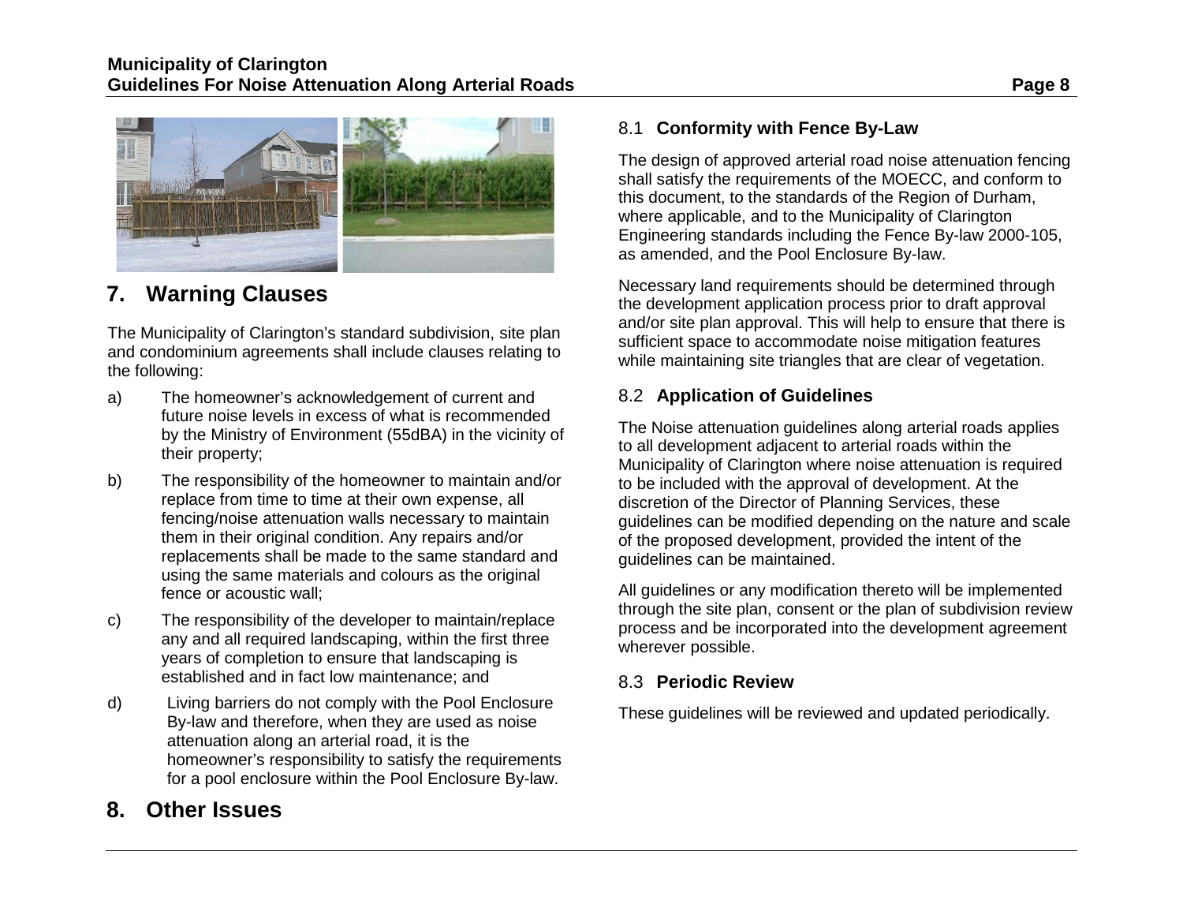## 7. Warning Clauses

The Municipality of Clarington's standard subdivision, site plan and condominium agreements shall include clauses relating to the following:

a) The homeowner's acknowledgement of current and future noise levels in excess of what is recommended by the Ministry of Environment (55dBA) in the vicinity of their property;

b) The responsibility of the homeowner to maintain and/or replace from time to time at their own expense, all fencing/noise attenuation walls necessary to maintain them in their original condition. Any repairs and/or replacements shall be made to the same standard and using the same materials and colours as the original fence or acoustic wall;

c) The responsibility of the developer to maintain/replace any and all required landscaping, within the first three years of completion to ensure that landscaping is established and in fact low maintenance; and

d) Living barriers do not comply with the Pool Enclosure By-law and therefore, when they are used as noise attenuation along an arterial road, it is the homeowner's responsibility to satisfy the requirements for a pool enclosure within the Pool Enclosure By-law.

## 8. Other Issues

### 8.1 Conformity with Fence By-Law

The design of approved arterial road noise attenuation fencing shall satisfy the requirements of the MOECC, and conform to this document, to the standards of the Region of Durham, where applicable, and to the Municipality of Clarington Engineering standards including the Fence By-law 2000-105, as amended, and the Pool Enclosure By-law.

Necessary land requirements should be determined through the development application process prior to draft approval and/or site plan approval. This will help to ensure that there is sufficient space to accommodate noise mitigation features while maintaining site triangles that are clear of vegetation.

### 8.2 Application of Guidelines

The Noise attenuation guidelines along arterial roads applies to all development adjacent to arterial roads within the Municipality of Clarington where noise attenuation is required to be included with the approval of development. At the discretion of the Director of Planning Services, these guidelines can be modified depending on the nature and scale of the proposed development, provided the intent of the guidelines can be maintained.

All guidelines or any modification thereto will be implemented through the site plan, consent or the plan of subdivision review process and be incorporated into the development agreement wherever possible.

### 8.3 Periodic Review

These guidelines will be reviewed and updated periodically.